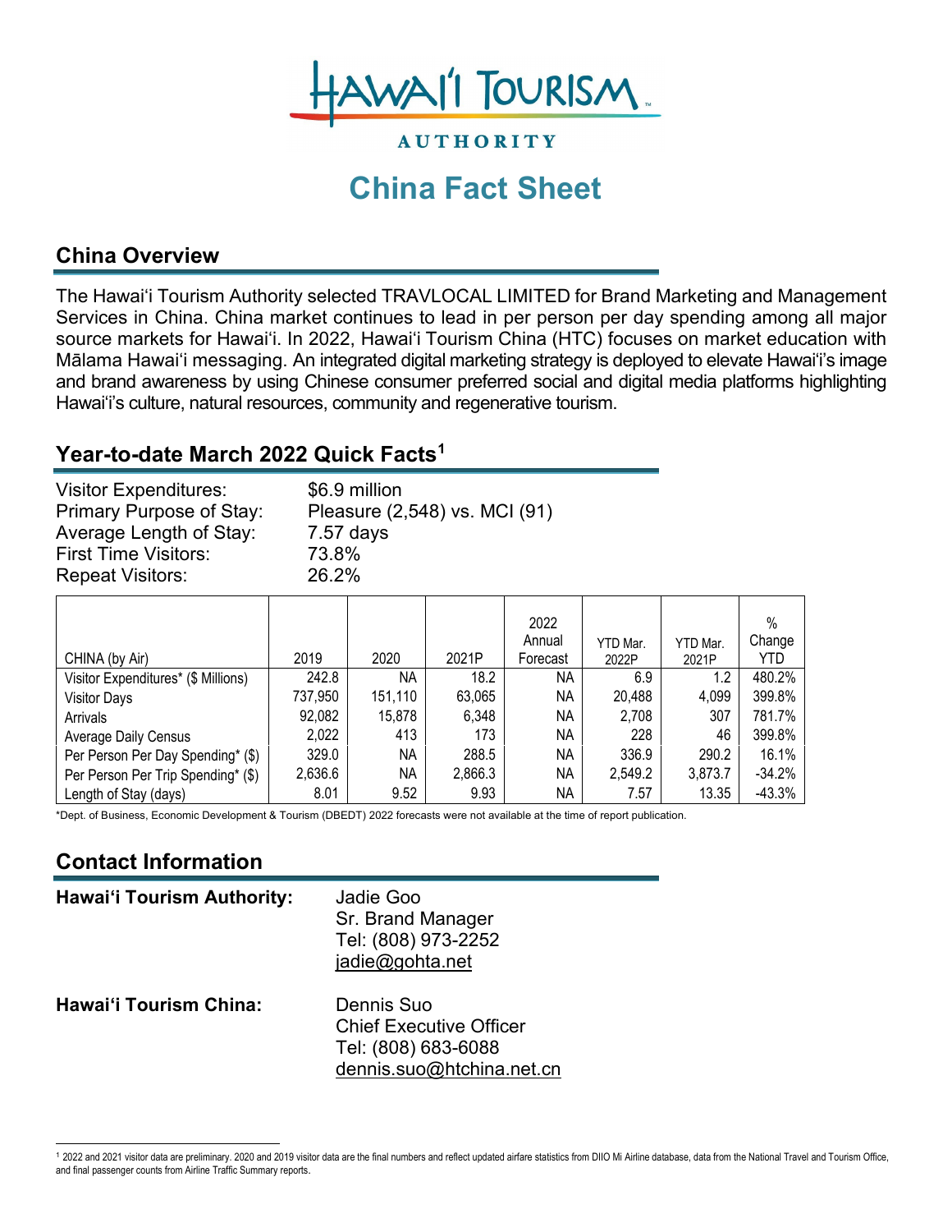# China Fact Sheet

## China Overview

The Hawai'i Tourism Authority selected TRAVLOCAL LIMITED for Brand Marketing and Management Services in China. China market continues to lead in per person per day spending among all major source markets for Hawai'i. In 2022, Hawai'i Tourism China (HTC) focuses on market education with Mālama Hawai'i messaging. An integrated digital marketing strategy is deployed to elevate Hawai'i's image and brand awareness by using Chinese consumer preferred social and digital media platforms highlighting Hawai'i's culture, natural resources, community and regenerative tourism.

## Year-to-date March 2022 Quick Facts[1]

Visitor Expenditures: $6.9 million
Primary Purpose of Stay: Pleasure (2,548) vs. MCI (91)
Average Length of Stay: 7.57 days
First Time Visitors: 73.8%
Repeat Visitors: 26.2%

| CHINA (by Air) | 2019 | 2020 | 2021P | 2022 Annual Forecast | YTD Mar. 2022P | YTD Mar. 2021P | % Change YTD |
|---|---|---|---|---|---|---|---|
| Visitor Expenditures* ($ Millions) | 242.8 | NA | 18.2 | NA | 6.9 | 1.2 | 480.2% |
| Visitor Days | 737,950 | 151,110 | 63,065 | NA | 20,488 | 4,099 | 399.8% |
| Arrivals | 92,082 | 15,878 | 6,348 | NA | 2,708 | 307 | 781.7% |
| Average Daily Census | 2,022 | 413 | 173 | NA | 228 | 46 | 399.8% |
| Per Person Per Day Spending* ($) | 329.0 | NA | 288.5 | NA | 336.9 | 290.2 | 16.1% |
| Per Person Per Trip Spending* ($) | 2,636.6 | NA | 2,866.3 | NA | 2,549.2 | 3,873.7 | -34.2% |
| Length of Stay (days) | 8.01 | 9.52 | 9.93 | NA | 7.57 | 13.35 | -43.3% |

*Dept. of Business, Economic Development & Tourism (DBEDT) 2022 forecasts were not available at the time of report publication.

## Contact Information

**Hawai'i Tourism Authority:**
Jadie Goo
Sr. Brand Manager
Tel: (808) 973-2252
jadie@gohta.net

**Hawai'i Tourism China:**
Dennis Suo
Chief Executive Officer
Tel: (808) 683-6088
dennis.suo@htchina.net.cn

[1] 2022 and 2021 visitor data are preliminary. 2020 and 2019 visitor data are the final numbers and reflect updated airfare statistics from DIIO Mi Airline database, data from the National Travel and Tourism Office, and final passenger counts from Airline Traffic Summary reports.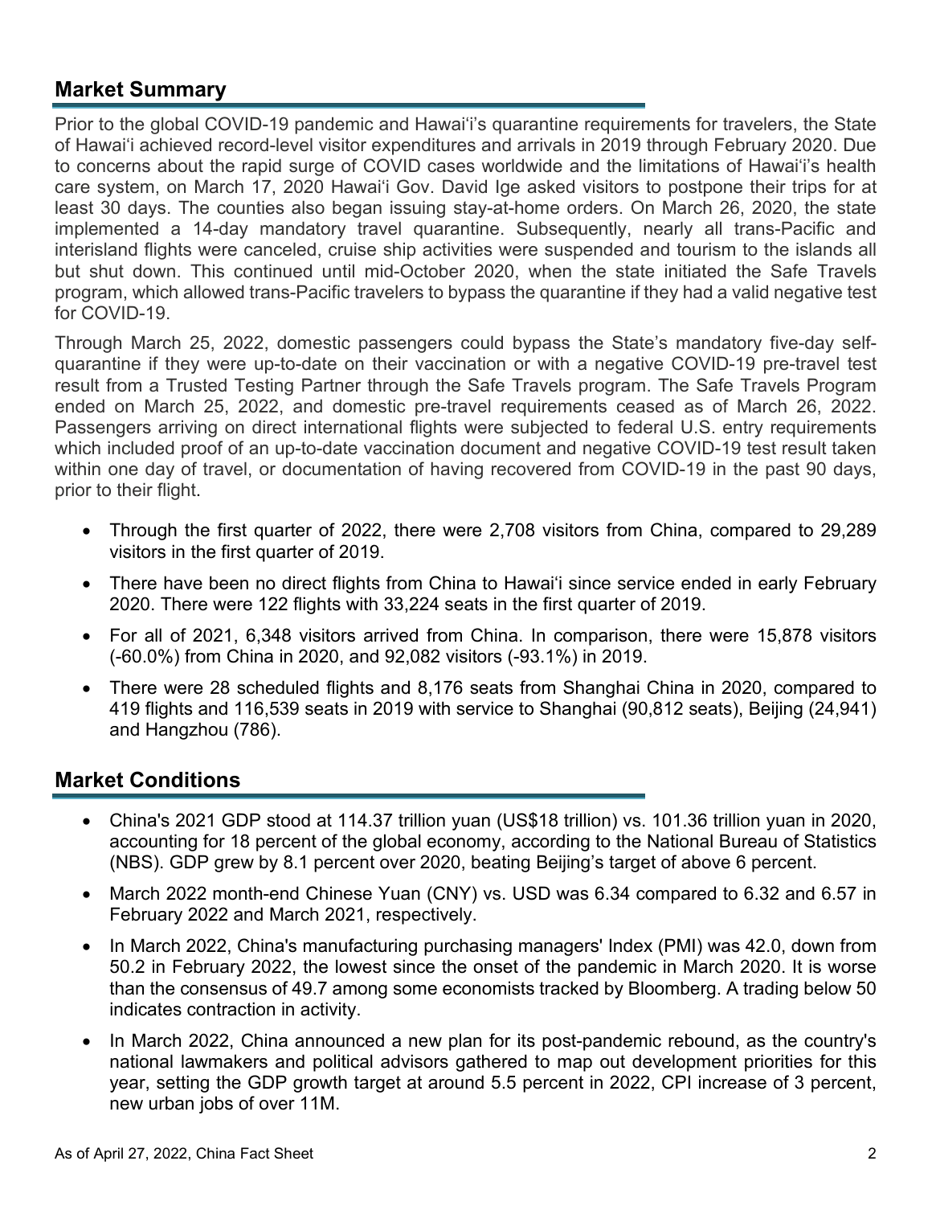## Market Summary

Prior to the global COVID-19 pandemic and Hawai'i's quarantine requirements for travelers, the State of Hawai'i achieved record-level visitor expenditures and arrivals in 2019 through February 2020. Due to concerns about the rapid surge of COVID cases worldwide and the limitations of Hawai'i's health care system, on March 17, 2020 Hawai'i Gov. David Ige asked visitors to postpone their trips for at least 30 days. The counties also began issuing stay-at-home orders. On March 26, 2020, the state implemented a 14-day mandatory travel quarantine. Subsequently, nearly all trans-Pacific and interisland flights were canceled, cruise ship activities were suspended and tourism to the islands all but shut down. This continued until mid-October 2020, when the state initiated the Safe Travels program, which allowed trans-Pacific travelers to bypass the quarantine if they had a valid negative test for COVID-19.

Through March 25, 2022, domestic passengers could bypass the State's mandatory five-day self-quarantine if they were up-to-date on their vaccination or with a negative COVID-19 pre-travel test result from a Trusted Testing Partner through the Safe Travels program. The Safe Travels Program ended on March 25, 2022, and domestic pre-travel requirements ceased as of March 26, 2022. Passengers arriving on direct international flights were subjected to federal U.S. entry requirements which included proof of an up-to-date vaccination document and negative COVID-19 test result taken within one day of travel, or documentation of having recovered from COVID-19 in the past 90 days, prior to their flight.

- Through the first quarter of 2022, there were 2,708 visitors from China, compared to 29,289 visitors in the first quarter of 2019.
- There have been no direct flights from China to Hawai'i since service ended in early February 2020. There were 122 flights with 33,224 seats in the first quarter of 2019.
- For all of 2021, 6,348 visitors arrived from China. In comparison, there were 15,878 visitors (-60.0%) from China in 2020, and 92,082 visitors (-93.1%) in 2019.
- There were 28 scheduled flights and 8,176 seats from Shanghai China in 2020, compared to 419 flights and 116,539 seats in 2019 with service to Shanghai (90,812 seats), Beijing (24,941) and Hangzhou (786).

## Market Conditions

- China's 2021 GDP stood at 114.37 trillion yuan (US$18 trillion) vs. 101.36 trillion yuan in 2020, accounting for 18 percent of the global economy, according to the National Bureau of Statistics (NBS). GDP grew by 8.1 percent over 2020, beating Beijing's target of above 6 percent.
- March 2022 month-end Chinese Yuan (CNY) vs. USD was 6.34 compared to 6.32 and 6.57 in February 2022 and March 2021, respectively.
- In March 2022, China's manufacturing purchasing managers' Index (PMI) was 42.0, down from 50.2 in February 2022, the lowest since the onset of the pandemic in March 2020. It is worse than the consensus of 49.7 among some economists tracked by Bloomberg. A trading below 50 indicates contraction in activity.
- In March 2022, China announced a new plan for its post-pandemic rebound, as the country's national lawmakers and political advisors gathered to map out development priorities for this year, setting the GDP growth target at around 5.5 percent in 2022, CPI increase of 3 percent, new urban jobs of over 11M.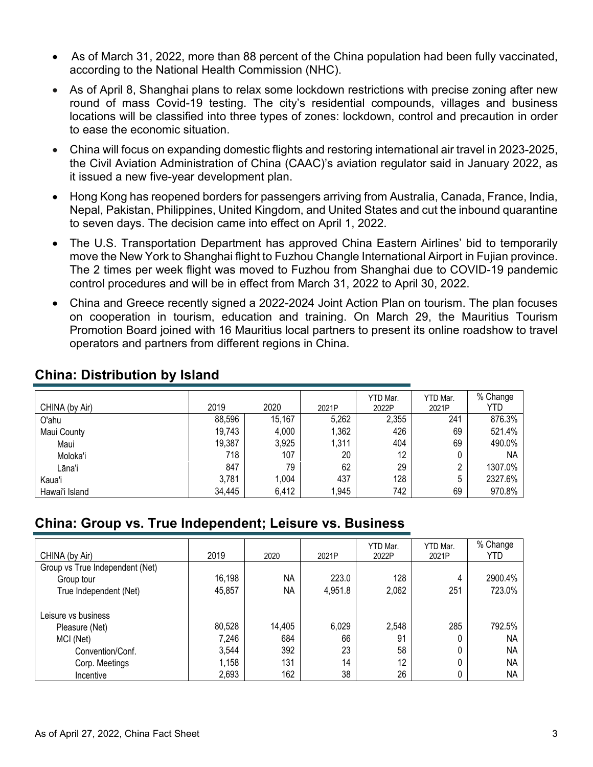- As of March 31, 2022, more than 88 percent of the China population had been fully vaccinated, according to the National Health Commission (NHC).
- As of April 8, Shanghai plans to relax some lockdown restrictions with precise zoning after new round of mass Covid-19 testing. The city's residential compounds, villages and business locations will be classified into three types of zones: lockdown, control and precaution in order to ease the economic situation.
- China will focus on expanding domestic flights and restoring international air travel in 2023-2025, the Civil Aviation Administration of China (CAAC)'s aviation regulator said in January 2022, as it issued a new five-year development plan.
- Hong Kong has reopened borders for passengers arriving from Australia, Canada, France, India, Nepal, Pakistan, Philippines, United Kingdom, and United States and cut the inbound quarantine to seven days. The decision came into effect on April 1, 2022.
- The U.S. Transportation Department has approved China Eastern Airlines' bid to temporarily move the New York to Shanghai flight to Fuzhou Changle International Airport in Fujian province. The 2 times per week flight was moved to Fuzhou from Shanghai due to COVID-19 pandemic control procedures and will be in effect from March 31, 2022 to April 30, 2022.
- China and Greece recently signed a 2022-2024 Joint Action Plan on tourism. The plan focuses on cooperation in tourism, education and training. On March 29, the Mauritius Tourism Promotion Board joined with 16 Mauritius local partners to present its online roadshow to travel operators and partners from different regions in China.

## China: Distribution by Island

| CHINA (by Air) | 2019 | 2020 | 2021P | YTD Mar. 2022P | YTD Mar. 2021P | % Change YTD |
|---|---|---|---|---|---|---|
| O'ahu | 88,596 | 15,167 | 5,262 | 2,355 | 241 | 876.3% |
| Maui County | 19,743 | 4,000 | 1,362 | 426 | 69 | 521.4% |
| Maui | 19,387 | 3,925 | 1,311 | 404 | 69 | 490.0% |
| Moloka'i | 718 | 107 | 20 | 12 | 0 | NA |
| Lāna'i | 847 | 79 | 62 | 29 | 2 | 1307.0% |
| Kaua'i | 3,781 | 1,004 | 437 | 128 | 5 | 2327.6% |
| Hawai'i Island | 34,445 | 6,412 | 1,945 | 742 | 69 | 970.8% |

## China: Group vs. True Independent; Leisure vs. Business

| CHINA (by Air) | 2019 | 2020 | 2021P | YTD Mar. 2022P | YTD Mar. 2021P | % Change YTD |
|---|---|---|---|---|---|---|
| Group vs True Independent (Net) | | | | | | |
| Group tour | 16,198 | NA | 223.0 | 128 | 4 | 2900.4% |
| True Independent (Net) | 45,857 | NA | 4,951.8 | 2,062 | 251 | 723.0% |
| | | | | | | |
| Leisure vs business | | | | | | |
| Pleasure (Net) | 80,528 | 14,405 | 6,029 | 2,548 | 285 | 792.5% |
| MCI (Net) | 7,246 | 684 | 66 | 91 | 0 | NA |
| Convention/Conf. | 3,544 | 392 | 23 | 58 | 0 | NA |
| Corp. Meetings | 1,158 | 131 | 14 | 12 | 0 | NA |
| Incentive | 2,693 | 162 | 38 | 26 | 0 | NA |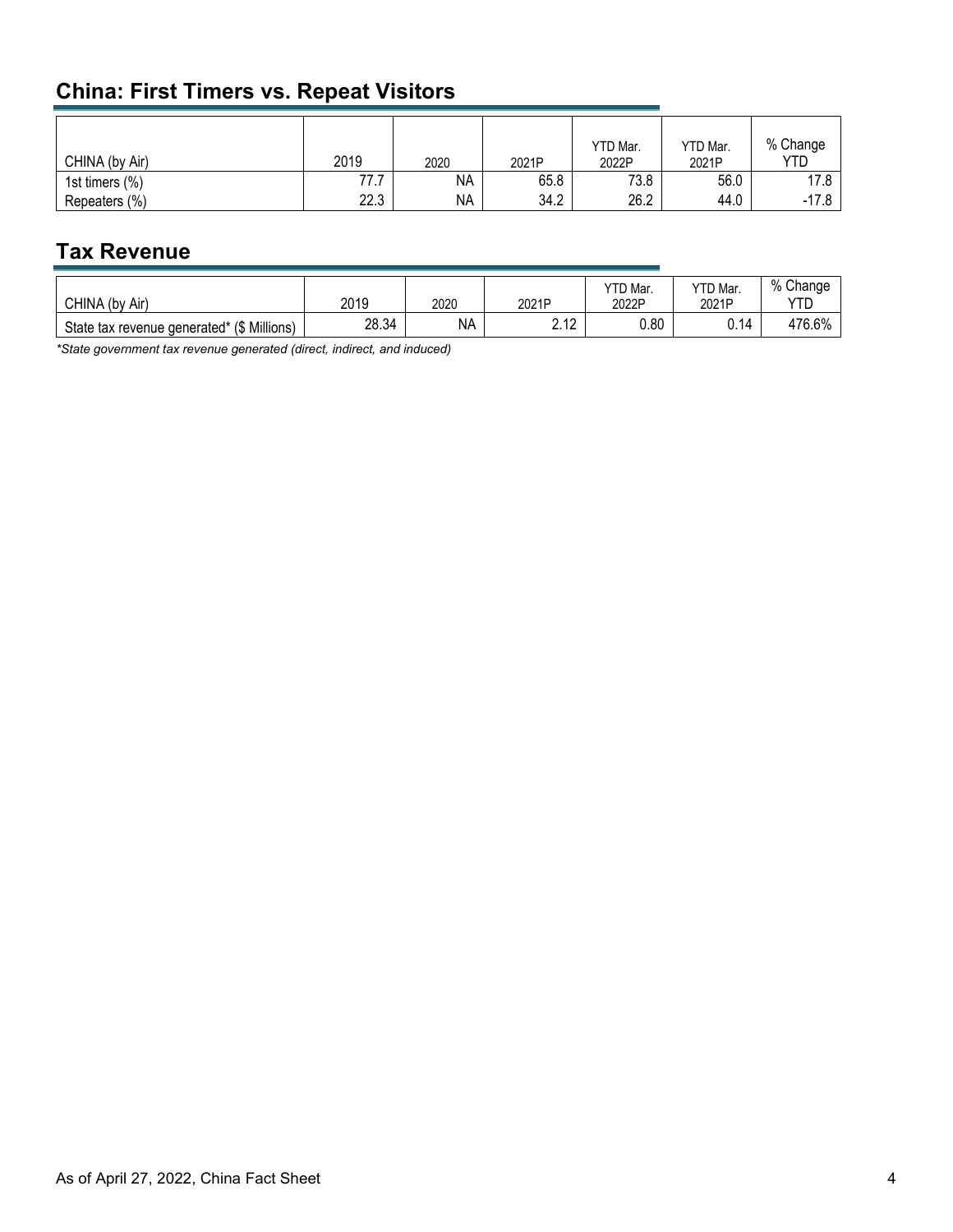## China: First Timers vs. Repeat Visitors

| CHINA (by Air) | 2019 | 2020 | 2021P | YTD Mar. 2022P | YTD Mar. 2021P | % Change YTD |
|---|---|---|---|---|---|---|
| 1st timers (%) | 77.7 | NA | 65.8 | 73.8 | 56.0 | 17.8 |
| Repeaters (%) | 22.3 | NA | 34.2 | 26.2 | 44.0 | -17.8 |

## Tax Revenue

| CHINA (by Air) | 2019 | 2020 | 2021P | YTD Mar. 2022P | YTD Mar. 2021P | % Change YTD |
|---|---|---|---|---|---|---|
| State tax revenue generated* ($ Millions) | 28.34 | NA | 2.12 | 0.80 | 0.14 | 476.6% |

*\*State government tax revenue generated (direct, indirect, and induced)*